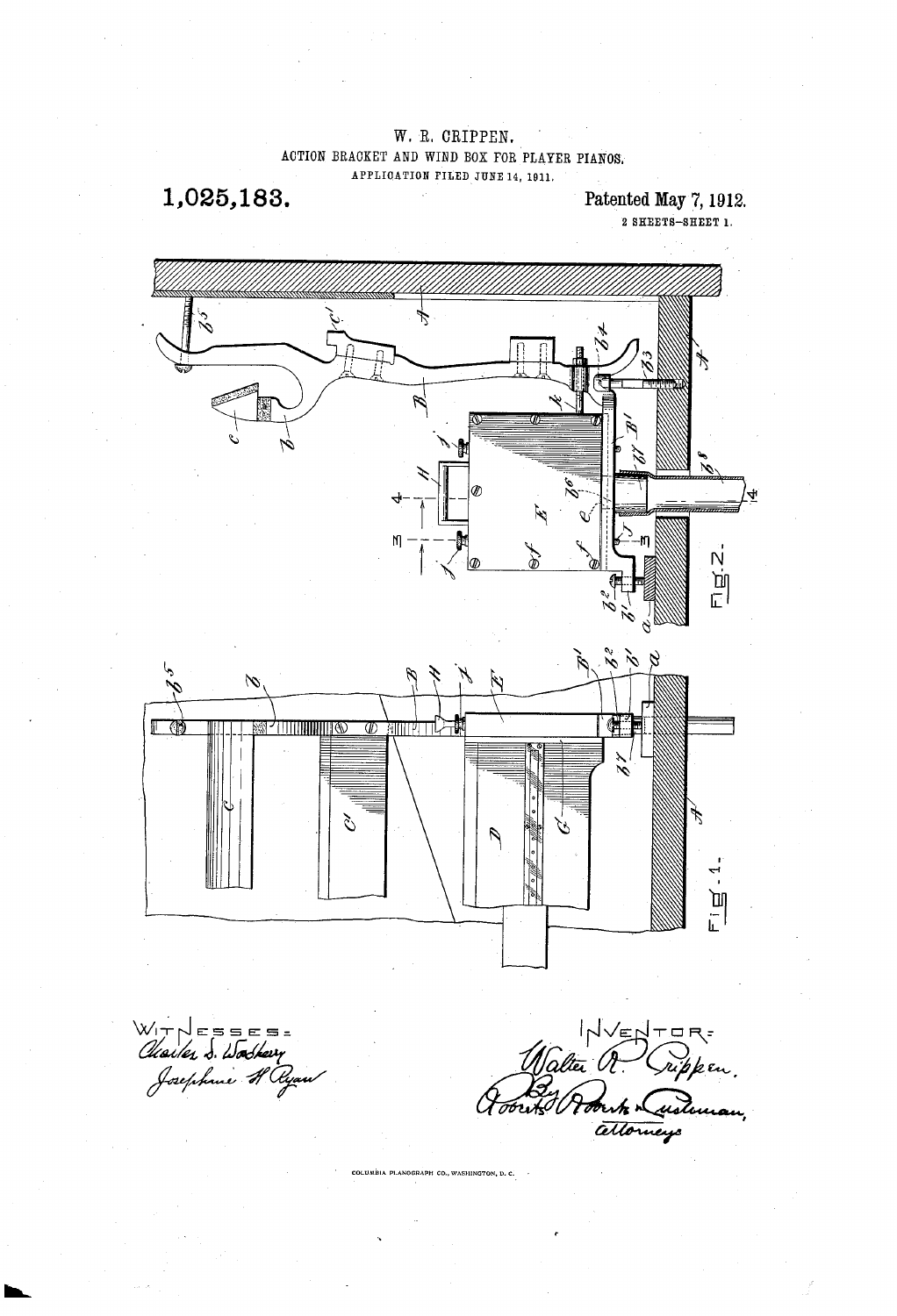W. R. CRIPPEN.

ACTION BRACKET AND WIND BOX FOR PLAYER PIANOS.

APPLICATION FILED JUNE 14, 1911.

**1,025,183.**

**Patented May 7, 1912.**

2 SHEETS—SHEET 1.

Fig. 2.

Fig. 1.

WITNESSES:
Charles S. Woodberry
Josephine H. Ryan

INVENTOR:
Walter R. Crippen.
By Roberts Roberts & Cushman,
attorneys

COLUMBIA PLANOGRAPH CO., WASHINGTON, D. C.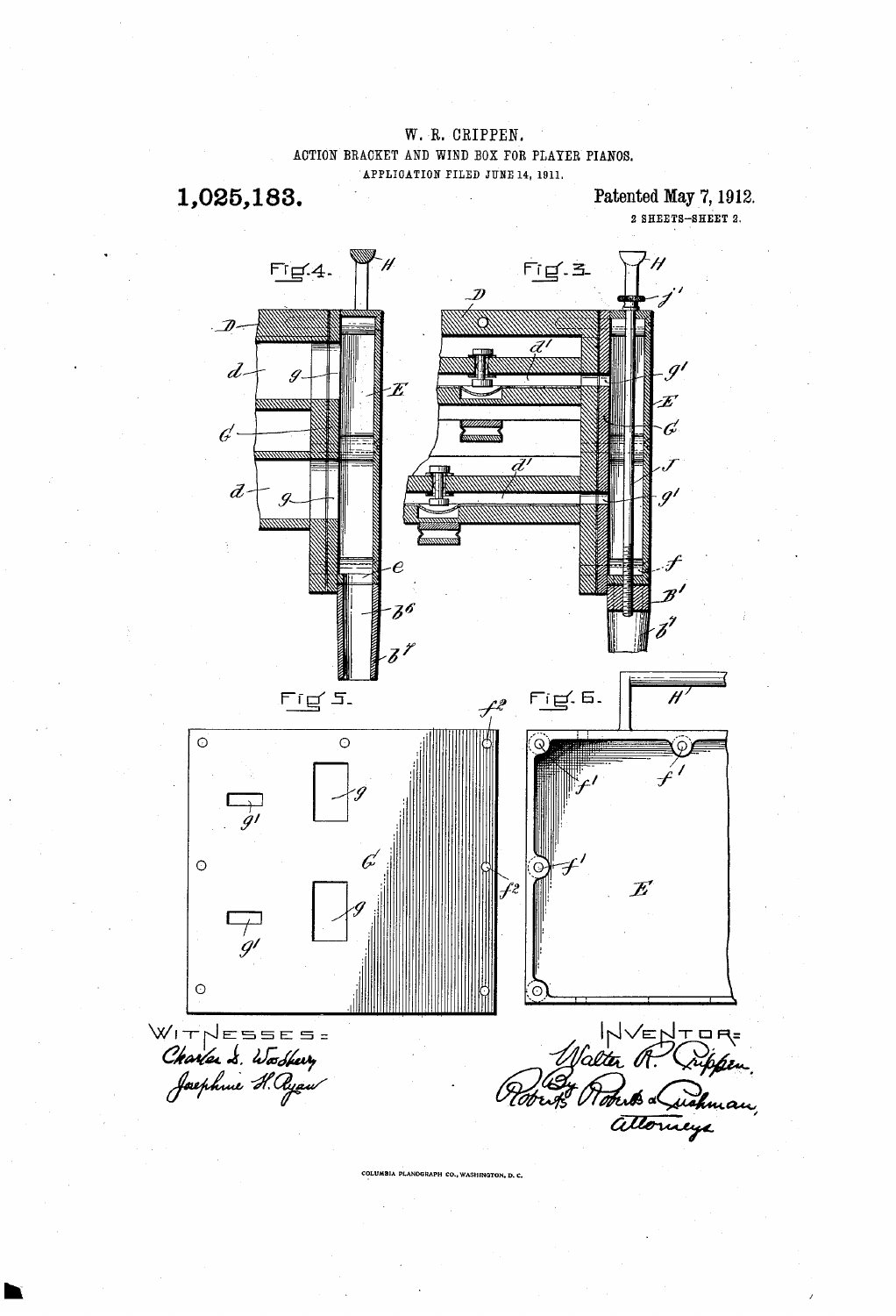W. R. CRIPPEN.

ACTION BRACKET AND WIND BOX FOR PLAYER PIANOS.

APPLICATION FILED JUNE 14, 1911.

**1,025,183.**

Patented May 7, 1912.

2 SHEETS—SHEET 2.

Fig. 4.

Fig. 3.

Fig. 5.

Fig. 6.

WITNESSES:
Charles S. Woodbury
Josephine H. Ryan

INVENTOR:
Walter R. Crippen.
By Roberts Roberts & Cushman,
Attorneys

COLUMBIA PLANOGRAPH CO., WASHINGTON, D. C.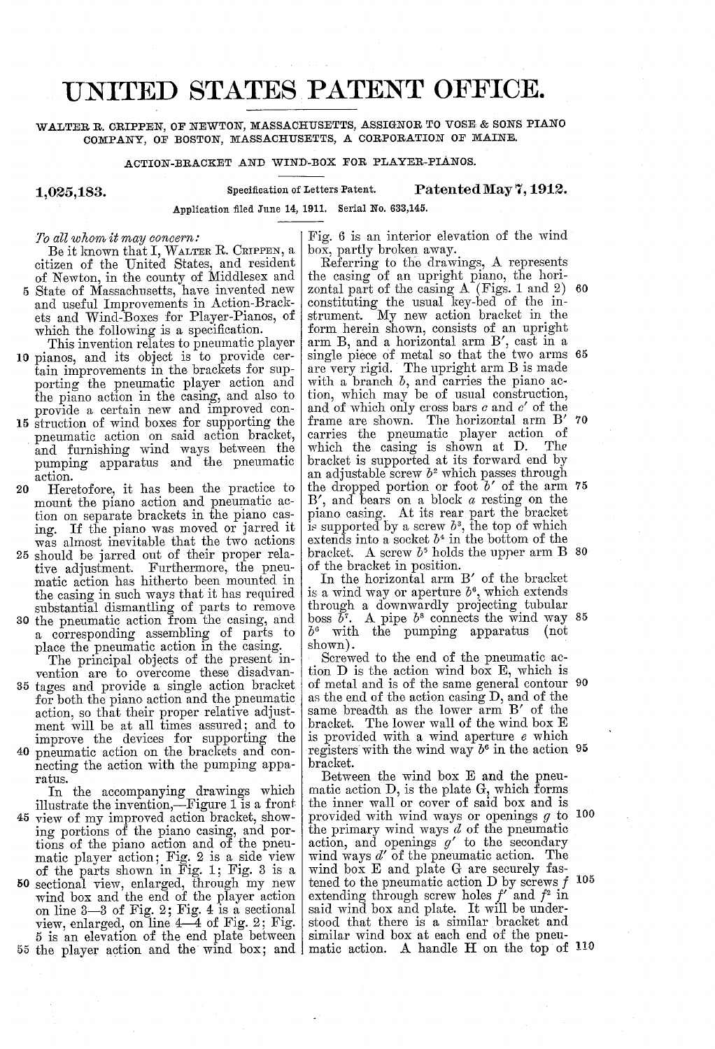# UNITED STATES PATENT OFFICE.

WALTER R. CRIPPEN, OF NEWTON, MASSACHUSETTS, ASSIGNOR TO VOSE & SONS PIANO COMPANY, OF BOSTON, MASSACHUSETTS, A CORPORATION OF MAINE.

ACTION-BRACKET AND WIND-BOX FOR PLAYER-PIANOS.

**1,025,183.** Specification of Letters Patent. **Patented May 7, 1912.**

Application filed June 14, 1911. Serial No. 633,145.

*To all whom it may concern:*

Be it known that I, WALTER R. CRIPPEN, a citizen of the United States, and resident of Newton, in the county of Middlesex and State of Massachusetts, have invented new and useful Improvements in Action-Brackets and Wind-Boxes for Player-Pianos, of which the following is a specification.

This invention relates to pneumatic player pianos, and its object is to provide certain improvements in the brackets for supporting the pneumatic player action and the piano action in the casing, and also to provide a certain new and improved construction of wind boxes for supporting the pneumatic action on said action bracket, and furnishing wind ways between the pumping apparatus and the pneumatic action.

Heretofore, it has been the practice to mount the piano action and pneumatic action on separate brackets in the piano casing. If the piano was moved or jarred it was almost inevitable that the two actions should be jarred out of their proper relative adjustment. Furthermore, the pneumatic action has hitherto been mounted in the casing in such ways that it has required substantial dismantling of parts to remove the pneumatic action from the casing, and a corresponding assembling of parts to place the pneumatic action in the casing.

The principal objects of the present invention are to overcome these disadvantages and provide a single action bracket for both the piano action and the pneumatic action, so that their proper relative adjustment will be at all times assured; and to improve the devices for supporting the pneumatic action on the brackets and connecting the action with the pumping apparatus.

In the accompanying drawings which illustrate the invention,—Figure 1 is a front view of my improved action bracket, showing portions of the piano casing, and portions of the piano action and of the pneumatic player action; Fig. 2 is a side view of the parts shown in Fig. 1; Fig. 3 is a sectional view, enlarged, through my new wind box and the end of the player action on line 3—3 of Fig. 2; Fig. 4 is a sectional view, enlarged, on line 4—4 of Fig. 2; Fig. 5 is an elevation of the end plate between the player action and the wind box; and Fig. 6 is an interior elevation of the wind box, partly broken away.

Referring to the drawings, A represents the casing of an upright piano, the horizontal part of the casing A (Figs. 1 and 2) constituting the usual key-bed of the instrument. My new action bracket in the form herein shown, consists of an upright arm B, and a horizontal arm B′, cast in a single piece of metal so that the two arms are very rigid. The upright arm B is made with a branch $b$, and carries the piano action, which may be of usual construction, and of which only cross bars $c$ and $c'$ of the frame are shown. The horizontal arm B′ carries the pneumatic player action of which the casing is shown at D. The bracket is supported at its forward end by an adjustable screw $b^2$ which passes through the dropped portion or foot $b'$ of the arm B′, and bears on a block $a$ resting on the piano casing. At its rear part the bracket is supported by a screw $b^3$, the top of which extends into a socket $b^4$ in the bottom of the bracket. A screw $b^5$ holds the upper arm B of the bracket in position.

In the horizontal arm B′ of the bracket is a wind way or aperture $b^6$, which extends through a downwardly projecting tubular boss $b^7$. A pipe $b^8$ connects the wind way $b^6$ with the pumping apparatus (not shown).

Screwed to the end of the pneumatic action D is the action wind box E, which is of metal and is of the same general contour as the end of the action casing D, and of the same breadth as the lower arm B′ of the bracket. The lower wall of the wind box E is provided with a wind aperture $e$ which registers with the wind way $b^6$ in the action bracket.

Between the wind box E and the pneumatic action D, is the plate G, which forms the inner wall or cover of said box and is provided with wind ways or openings $g$ to the primary wind ways $d$ of the pneumatic action, and openings $g'$ to the secondary wind ways $d'$ of the pneumatic action. The wind box E and plate G are securely fastened to the pneumatic action D by screws $f$ extending through screw holes $f'$ and $f^2$ in said wind box and plate. It will be understood that there is a similar bracket and similar wind box at each end of the pneumatic action. A handle H on the top of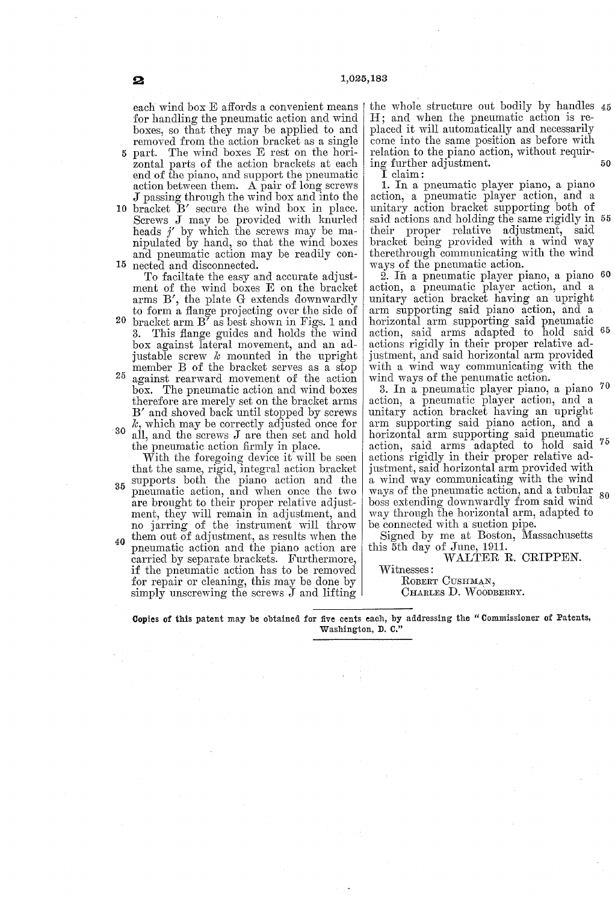each wind box E affords a convenient means for handling the pneumatic action and wind boxes, so that they may be applied to and removed from the action bracket as a single part. The wind boxes E rest on the horizontal parts of the action brackets at each end of the piano, and support the pneumatic action between them. A pair of long screws J passing through the wind box and into the bracket B′ secure the wind box in place. Screws J may be provided with knurled heads j′ by which the screws may be manipulated by hand, so that the wind boxes and pneumatic action may be readily connected and disconnected.

To facilitate the easy and accurate adjustment of the wind boxes E on the bracket arms B′, the plate G extends downwardly to form a flange projecting over the side of bracket arm B′ as best shown in Figs. 1 and 3. This flange guides and holds the wind box against lateral movement, and an adjustable screw k mounted in the upright member B of the bracket serves as a stop against rearward movement of the action box. The pneumatic action and wind boxes therefore are merely set on the bracket arms B′ and shoved back until stopped by screws k, which may be correctly adjusted once for all, and the screws J are then set and hold the pneumatic action firmly in place.

With the foregoing device it will be seen that the same, rigid, integral action bracket supports both the piano action and the pneumatic action, and when once the two are brought to their proper relative adjustment, they will remain in adjustment, and no jarring of the instrument will throw them out of adjustment, as results when the pneumatic action and the piano action are carried by separate brackets. Furthermore, if the pneumatic action has to be removed for repair or cleaning, this may be done by simply unscrewing the screws J and lifting the whole structure out bodily by handles H; and when the pneumatic action is replaced it will automatically and necessarily come into the same position as before with relation to the piano action, without requiring further adjustment.

I claim:

1. In a pneumatic player piano, a piano action, a pneumatic player action, and a unitary action bracket supporting both of said actions and holding the same rigidly in their proper relative adjustment, said bracket being provided with a wind way therethrough communicating with the wind ways of the pneumatic action.

2. In a pneumatic player piano, a piano action, a pneumatic player action, and a unitary action bracket having an upright arm supporting said piano action, and a horizontal arm supporting said pneumatic action, said arms adapted to hold said actions rigidly in their proper relative adjustment, and said horizontal arm provided with a wind way communicating with the wind ways of the penumatic action.

3. In a pneumatic player piano, a piano action, a pneumatic player action, and a unitary action bracket having an upright arm supporting said piano action, and a horizontal arm supporting said pneumatic action, said arms adapted to hold said actions rigidly in their proper relative adjustment, said horizontal arm provided with a wind way communicating with the wind ways of the pneumatic action, and a tubular boss extending downwardly from said wind way through the horizontal arm, adapted to be connected with a suction pipe.

Signed by me at Boston, Massachusetts this 5th day of June, 1911.

WALTER R. CRIPPEN.

Witnesses:
ROBERT CUSHMAN,
CHARLES D. WOODBERRY.

Copies of this patent may be obtained for five cents each, by addressing the "Commissioner of Patents, Washington, D. C."